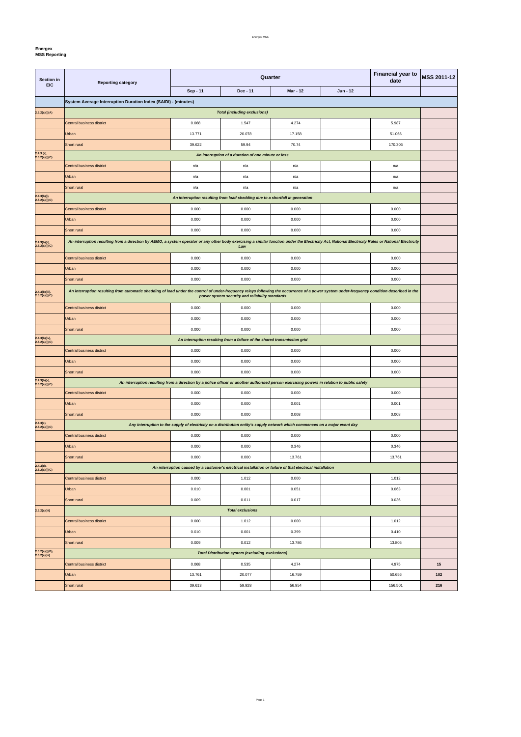**Energex**
**MSS Reporting**

| Section in EIC | Reporting category | Quarter | | | | Financial year to date | MSS 2011-12 |
|---|---|---|---|---|---|---|---|
| | | Sep - 11 | Dec - 11 | Mar - 12 | Jun - 12 | | |
| | **System Average Interruption Duration Index (SAIDI) - (minutes)** | | | | | | |
| 2.6.2(a)(i)(A) | ***Total (including exclusions)*** | | | | | | |
| | Central business district | 0.068 | 1.547 | 4.274 | | 5.987 | |
| | Urban | 13.771 | 20.078 | 17.158 | | 51.066 | |
| | Short rural | 39.622 | 59.94 | 70.74 | | 170.306 | |
| 2.4.3 (a), 2.6.2(a)(i)(C) | ***An interruption of a duration of one minute or less*** | | | | | | |
| | Central business district | n/a | n/a | n/a | | n/a | |
| | Urban | n/a | n/a | n/a | | n/a | |
| | Short rural | n/a | n/a | n/a | | n/a | |
| 2.4.3(b)(i), 2.6.2(a)(i)(C) | ***An interruption resulting from load shedding due to a shortfall in generation*** | | | | | | |
| | Central business district | 0.000 | 0.000 | 0.000 | | 0.000 | |
| | Urban | 0.000 | 0.000 | 0.000 | | 0.000 | |
| | Short rural | 0.000 | 0.000 | 0.000 | | 0.000 | |
| 2.4.3(b)(ii), 2.6.2(a)(i)(C) | ***An interruption resulting from a direction by AEMO, a system operator or any other body exercising a similar function under the Electricity Act, National Electricity Rules or National Electricity Law*** | | | | | | |
| | Central business district | 0.000 | 0.000 | 0.000 | | 0.000 | |
| | Urban | 0.000 | 0.000 | 0.000 | | 0.000 | |
| | Short rural | 0.000 | 0.000 | 0.000 | | 0.000 | |
| 2.4.3(b)(iii), 2.6.2(a)(i)(C) | ***An interruption resulting from automatic shedding of load under the control of under-frequency relays following the occurrence of a power system under-frequency condition described in the power system security and reliability standards*** | | | | | | |
| | Central business district | 0.000 | 0.000 | 0.000 | | 0.000 | |
| | Urban | 0.000 | 0.000 | 0.000 | | 0.000 | |
| | Short rural | 0.000 | 0.000 | 0.000 | | 0.000 | |
| 2.4.3(b)(iv), 2.6.2(a)(i)(C) | ***An interruption resulting from a failure of the shared transmission grid*** | | | | | | |
| | Central business district | 0.000 | 0.000 | 0.000 | | 0.000 | |
| | Urban | 0.000 | 0.000 | 0.000 | | 0.000 | |
| | Short rural | 0.000 | 0.000 | 0.000 | | 0.000 | |
| 2.4.3(b)(v), 2.6.2(a)(i)(C) | ***An interruption resulting from a direction by a police officer or another authorised person exercising powers in relation to public safety*** | | | | | | |
| | Central business district | 0.000 | 0.000 | 0.000 | | 0.000 | |
| | Urban | 0.000 | 0.000 | 0.001 | | 0.001 | |
| | Short rural | 0.000 | 0.000 | 0.008 | | 0.008 | |
| 2.4.3(c), 2.6.2(a)(i)(C) | ***Any interruption to the supply of electricity on a distribution entity's supply network which commences on a major event day*** | | | | | | |
| | Central business district | 0.000 | 0.000 | 0.000 | | 0.000 | |
| | Urban | 0.000 | 0.000 | 0.346 | | 0.346 | |
| | Short rural | 0.000 | 0.000 | 13.761 | | 13.761 | |
| 2.4.3(d), 2.6.2(a)(i)(C) | ***An interruption caused by a customer's electrical installation or failure of that electrical installation*** | | | | | | |
| | Central business district | 0.000 | 1.012 | 0.000 | | 1.012 | |
| | Urban | 0.010 | 0.001 | 0.051 | | 0.063 | |
| | Short rural | 0.009 | 0.011 | 0.017 | | 0.036 | |
| 2.6.2(a)(iii) | ***Total exclusions*** | | | | | | |
| | Central business district | 0.000 | 1.012 | 0.000 | | 1.012 | |
| | Urban | 0.010 | 0.001 | 0.399 | | 0.410 | |
| | Short rural | 0.009 | 0.012 | 13.786 | | 13.805 | |
| 2.6.2(a)(i)(B), 2.6.2(a)(iii) | ***Total Distribution system (excluding exclusions)*** | | | | | | |
| | Central business district | 0.068 | 0.535 | 4.274 | | 4.975 | **15** |
| | Urban | 13.761 | 20.077 | 16.759 | | 50.656 | **102** |
| | Short rural | 39.613 | 59.928 | 56.954 | | 156.501 | **216** |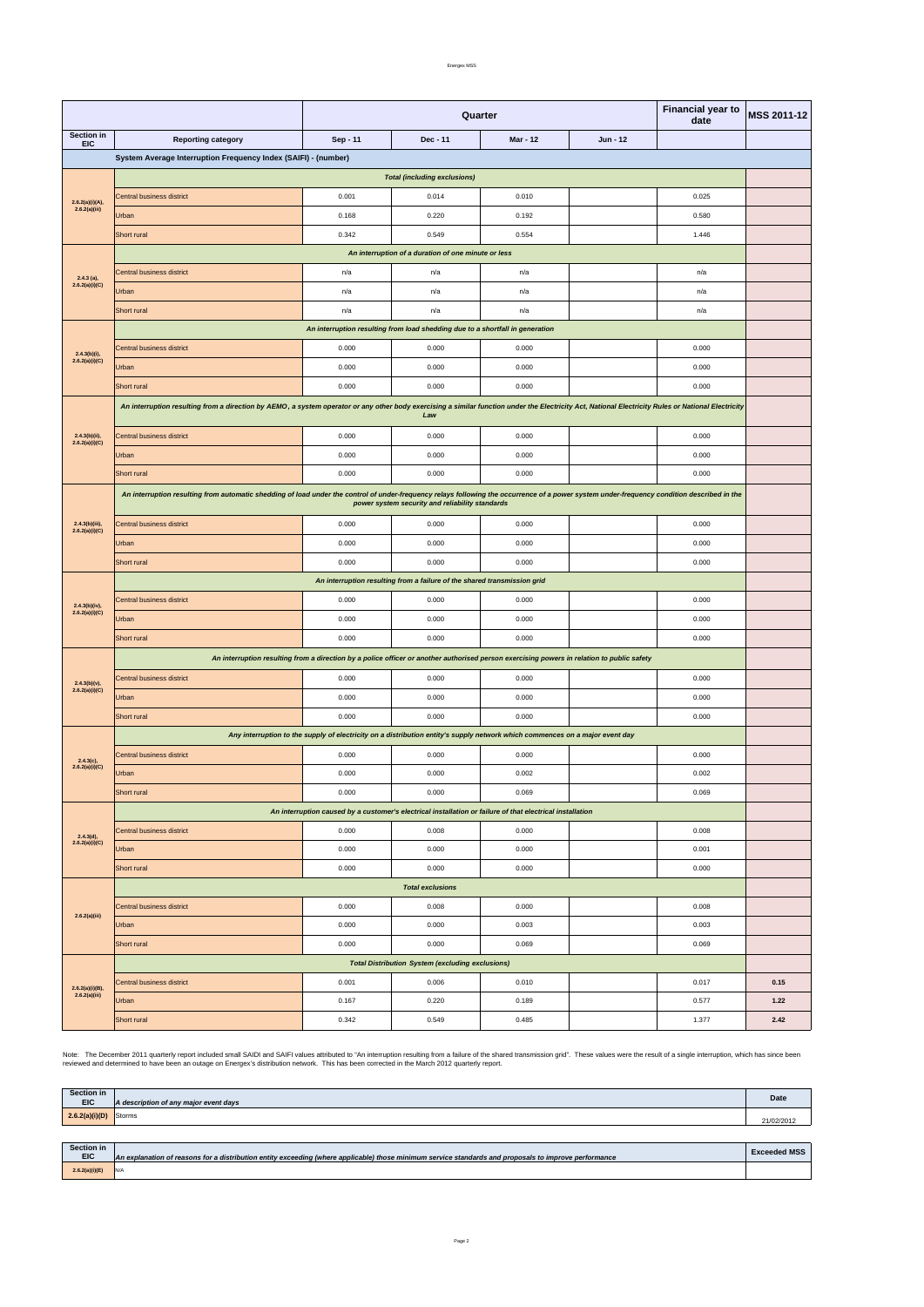| Section in EIC | Reporting category | Sep - 11 | Dec - 11 | Mar - 12 | Jun - 12 | Financial year to date | MSS 2011-12 |
|---|---|---|---|---|---|---|---|
| | | Quarter | | | | | |
| | **System Average Interruption Frequency Index (SAIFI) - (number)** | | | | | | |
| | ***Total (including exclusions)*** | | | | | | |
| 2.6.2(a)(i)(A), 2.6.2(a)(iii) | Central business district | 0.001 | 0.014 | 0.010 | | 0.025 | |
| | Urban | 0.168 | 0.220 | 0.192 | | 0.580 | |
| | Short rural | 0.342 | 0.549 | 0.554 | | 1.446 | |
| | ***An interruption of a duration of one minute or less*** | | | | | | |
| 2.4.3 (a), 2.6.2(a)(i)(C) | Central business district | n/a | n/a | n/a | | n/a | |
| | Urban | n/a | n/a | n/a | | n/a | |
| | Short rural | n/a | n/a | n/a | | n/a | |
| | ***An interruption resulting from load shedding due to a shortfall in generation*** | | | | | | |
| 2.4.3(b)(i), 2.6.2(a)(i)(C) | Central business district | 0.000 | 0.000 | 0.000 | | 0.000 | |
| | Urban | 0.000 | 0.000 | 0.000 | | 0.000 | |
| | Short rural | 0.000 | 0.000 | 0.000 | | 0.000 | |
| | ***An interruption resulting from a direction by AEMO, a system operator or any other body exercising a similar function under the Electricity Act, National Electricity Rules or National Electricity Law*** | | | | | | |
| 2.4.3(b)(ii), 2.6.2(a)(i)(C) | Central business district | 0.000 | 0.000 | 0.000 | | 0.000 | |
| | Urban | 0.000 | 0.000 | 0.000 | | 0.000 | |
| | Short rural | 0.000 | 0.000 | 0.000 | | 0.000 | |
| | ***An interruption resulting from automatic shedding of load under the control of under-frequency relays following the occurrence of a power system under-frequency condition described in the power system security and reliability standards*** | | | | | | |
| 2.4.3(b)(iii), 2.6.2(a)(i)(C) | Central business district | 0.000 | 0.000 | 0.000 | | 0.000 | |
| | Urban | 0.000 | 0.000 | 0.000 | | 0.000 | |
| | Short rural | 0.000 | 0.000 | 0.000 | | 0.000 | |
| | ***An interruption resulting from a failure of the shared transmission grid*** | | | | | | |
| 2.4.3(b)(iv), 2.6.2(a)(i)(C) | Central business district | 0.000 | 0.000 | 0.000 | | 0.000 | |
| | Urban | 0.000 | 0.000 | 0.000 | | 0.000 | |
| | Short rural | 0.000 | 0.000 | 0.000 | | 0.000 | |
| | ***An interruption resulting from a direction by a police officer or another authorised person exercising powers in relation to public safety*** | | | | | | |
| 2.4.3(b)(v), 2.6.2(a)(i)(C) | Central business district | 0.000 | 0.000 | 0.000 | | 0.000 | |
| | Urban | 0.000 | 0.000 | 0.000 | | 0.000 | |
| | Short rural | 0.000 | 0.000 | 0.000 | | 0.000 | |
| | ***Any interruption to the supply of electricity on a distribution entity's supply network which commences on a major event day*** | | | | | | |
| 2.4.3(c), 2.6.2(a)(i)(C) | Central business district | 0.000 | 0.000 | 0.000 | | 0.000 | |
| | Urban | 0.000 | 0.000 | 0.002 | | 0.002 | |
| | Short rural | 0.000 | 0.000 | 0.069 | | 0.069 | |
| | ***An interruption caused by a customer's electrical installation or failure of that electrical installation*** | | | | | | |
| 2.4.3(d), 2.6.2(a)(i)(C) | Central business district | 0.000 | 0.008 | 0.000 | | 0.008 | |
| | Urban | 0.000 | 0.000 | 0.000 | | 0.001 | |
| | Short rural | 0.000 | 0.000 | 0.000 | | 0.000 | |
| | ***Total exclusions*** | | | | | | |
| 2.6.2(a)(iii) | Central business district | 0.000 | 0.008 | 0.000 | | 0.008 | |
| | Urban | 0.000 | 0.000 | 0.003 | | 0.003 | |
| | Short rural | 0.000 | 0.000 | 0.069 | | 0.069 | |
| | ***Total Distribution System (excluding exclusions)*** | | | | | | |
| 2.6.2(a)(i)(B), 2.6.2(a)(iii) | Central business district | 0.001 | 0.006 | 0.010 | | 0.017 | **0.15** |
| | Urban | 0.167 | 0.220 | 0.189 | | 0.577 | **1.22** |
| | Short rural | 0.342 | 0.549 | 0.485 | | 1.377 | **2.42** |

Note: The December 2011 quarterly report included small SAIDI and SAIFI values attributed to "An interruption resulting from a failure of the shared transmission grid". These values were the result of a single interruption, which has since been reviewed and determined to have been an outage on Energex's distribution network. This has been corrected in the March 2012 quarterly report.

| Section in EIC | *A description of any major event days* | Date |
|---|---|---|
| 2.6.2(a)(i)(D) | Storms | 21/02/2012 |

| Section in EIC | *An explanation of reasons for a distribution entity exceeding (where applicable) those minimum service standards and proposals to improve performance* | Exceeded MSS |
|---|---|---|
| 2.6.2(a)(i)(E) | N/A | |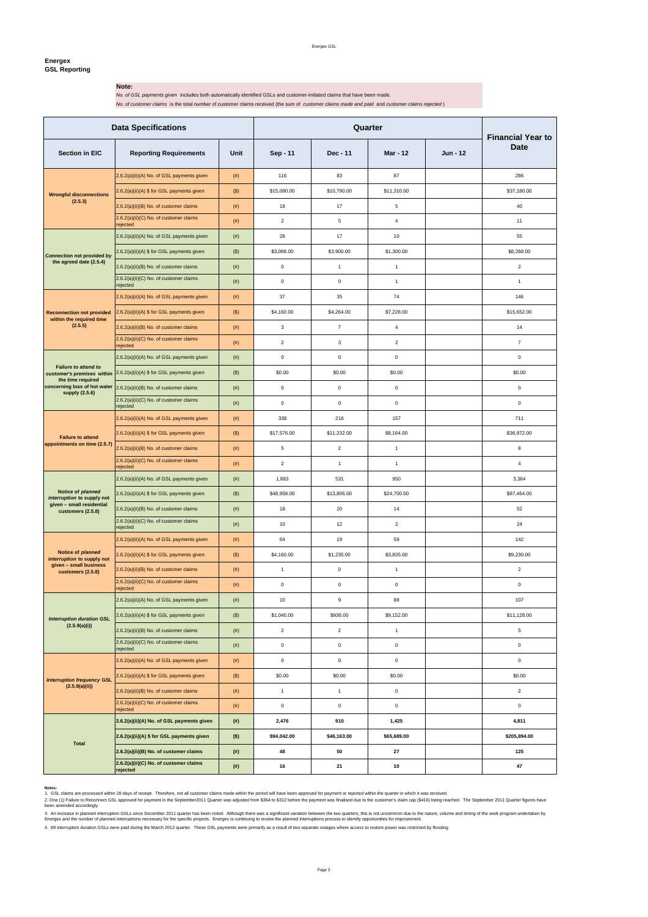**Energex**
**GSL Reporting**

**Note:**

*No. of GSL payments given* includes both automatically identified GSLs and customer-initiated claims that have been made.

*No. of customer claims* is the total number of customer claims received (the sum of *customer claims made and paid* and *customer claims rejected* )

| Data Specifications | | | Quarter | | | | Financial Year to Date |
|---|---|---|---|---|---|---|---|
| **Section in EIC** | **Reporting Requirements** | **Unit** | **Sep - 11** | **Dec - 11** | **Mar - 12** | **Jun - 12** | |
| **Wrongful disconnections (2.5.3)** | 2.6.2(a)(ii)(A) No. of GSL payments given | (#) | 116 | 83 | 87 | | 286 |
| | 2.6.2(a)(ii)(A) $ for GSL payments given | ($) | $15,080.00 | $10,790.00 | $11,310.00 | | $37,180.00 |
| | 2.6.2(a)(ii)(B) No. of customer claims | (#) | 18 | 17 | 5 | | 40 |
| | 2.6.2(a)(ii)(C) No. of customer claims rejected | (#) | 2 | 5 | 4 | | 11 |
| **Connection not provided by the agreed date (2.5.4)** | 2.6.2(a)(ii)(A) No. of GSL payments given | (#) | 28 | 17 | 10 | | 55 |
| | 2.6.2(a)(ii)(A) $ for GSL payments given | ($) | $3,068.00 | $3,900.00 | $1,300.00 | | $8,268.00 |
| | 2.6.2(a)(ii)(B) No. of customer claims | (#) | 0 | 1 | 1 | | 2 |
| | 2.6.2(a)(ii)(C) No. of customer claims rejected | (#) | 0 | 0 | 1 | | 1 |
| **Reconnection not provided within the required time (2.5.5)** | 2.6.2(a)(ii)(A) No. of GSL payments given | (#) | 37 | 35 | 74 | | 146 |
| | 2.6.2(a)(ii)(A) $ for GSL payments given | ($) | $4,160.00 | $4,264.00 | $7,228.00 | | $15,652.00 |
| | 2.6.2(a)(ii)(B) No. of customer claims | (#) | 3 | 7 | 4 | | 14 |
| | 2.6.2(a)(ii)(C) No. of customer claims rejected | (#) | 2 | 3 | 2 | | 7 |
| **Failure to attend to *customer's premises* within the time required concerning loss of hot water supply (2.5.6)** | 2.6.2(a)(ii)(A) No. of GSL payments given | (#) | 0 | 0 | 0 | | 0 |
| | 2.6.2(a)(ii)(A) $ for GSL payments given | ($) | $0.00 | $0.00 | $0.00 | | $0.00 |
| | 2.6.2(a)(ii)(B) No. of customer claims | (#) | 0 | 0 | 0 | | 0 |
| | 2.6.2(a)(ii)(C) No. of customer claims rejected | (#) | 0 | 0 | 0 | | 0 |
| **Failure to attend appointments on time (2.5.7)** | 2.6.2(a)(ii)(A) No. of GSL payments given | (#) | 338 | 216 | 157 | | 711 |
| | 2.6.2(a)(ii)(A) $ for GSL payments given | ($) | $17,576.00 | $11,232.00 | $8,164.00 | | $36,972.00 |
| | 2.6.2(a)(ii)(B) No. of customer claims | (#) | 5 | 2 | 1 | | 8 |
| | 2.6.2(a)(ii)(C) No. of customer claims rejected | (#) | 2 | 1 | 1 | | 4 |
| **Notice of *planned interruption* to supply not given – small residential customers (2.5.8)** | 2.6.2(a)(ii)(A) No. of GSL payments given | (#) | 1,883 | 531 | 950 | | 3,364 |
| | 2.6.2(a)(ii)(A) $ for GSL payments given | ($) | $48,958.00 | $13,806.00 | $24,700.00 | | $87,464.00 |
| | 2.6.2(a)(ii)(B) No. of customer claims | (#) | 18 | 20 | 14 | | 52 |
| | 2.6.2(a)(ii)(C) No. of customer claims rejected | (#) | 10 | 12 | 2 | | 24 |
| **Notice of *planned interruption* to supply not given – small business customers (2.5.8)** | 2.6.2(a)(ii)(A) No. of GSL payments given | (#) | 64 | 19 | 59 | | 142 |
| | 2.6.2(a)(ii)(A) $ for GSL payments given | ($) | $4,160.00 | $1,235.00 | $3,835.00 | | $9,230.00 |
| | 2.6.2(a)(ii)(B) No. of customer claims | (#) | 1 | 0 | 1 | | 2 |
| | 2.6.2(a)(ii)(C) No. of customer claims rejected | (#) | 0 | 0 | 0 | | 0 |
| ***Interruption duration GSL* (2.5.9(a)(i))** | 2.6.2(a)(ii)(A) No. of GSL payments given | (#) | 10 | 9 | 88 | | 107 |
| | 2.6.2(a)(ii)(A) $ for GSL payments given | ($) | $1,040.00 | $936.00 | $9,152.00 | | $11,128.00 |
| | 2.6.2(a)(ii)(B) No. of customer claims | (#) | 2 | 2 | 1 | | 5 |
| | 2.6.2(a)(ii)(C) No. of customer claims rejected | (#) | 0 | 0 | 0 | | 0 |
| ***Interruption frequency GSL* (2.5.9(a)(ii))** | 2.6.2(a)(ii)(A) No. of GSL payments given | (#) | 0 | 0 | 0 | | 0 |
| | 2.6.2(a)(ii)(A) $ for GSL payments given | ($) | $0.00 | $0.00 | $0.00 | | $0.00 |
| | 2.6.2(a)(ii)(B) No. of customer claims | (#) | 1 | 1 | 0 | | 2 |
| | 2.6.2(a)(ii)(C) No. of customer claims rejected | (#) | 0 | 0 | 0 | | 0 |
| **Total** | **2.6.2(a)(ii)(A) No. of GSL payments given** | **(#)** | **2,476** | **910** | **1,425** | | **4,811** |
| | **2.6.2(a)(ii)(A) $ for GSL payments given** | **($)** | **$94,042.00** | **$46,163.00** | **$65,689.00** | | **$205,894.00** |
| | **2.6.2(a)(ii)(B) No. of customer claims** | **(#)** | **48** | **50** | **27** | | **125** |
| | **2.6.2(a)(ii)(C) No. of customer claims rejected** | **(#)** | **16** | **21** | **10** | | **47** |

**Notes:**

1. GSL claims are processed within 28 days of receipt. Therefore, not all customer claims made within the period will have been approved for payment or rejected within the quarter in which it was received.

2. One (1) Failure to Reconnect GSL approved for payment in the September2011 Quarter was adjusted from $364 to $312 before the payment was finalised due to the customer's claim cap ($416) being reached. The September 2011 Quarter figures have been amended accordingly.

3. An increase in planned interruption GSLs since December 2011 quarter has been noted. Although there was a significant variation between the two quarters, this is not uncommon due to the nature, volume and timing of the work program undertaken by Energex and the number of planned interruptions necessary for the specific projects. Energex is continuing to review the planned interruptions process to identify opportunities for improvement.

4. 88 interruption duration GSLs were paid during the March 2012 quarter. These GSL payments were primarily as a result of two separate outages where access to restore power was restricted by flooding.